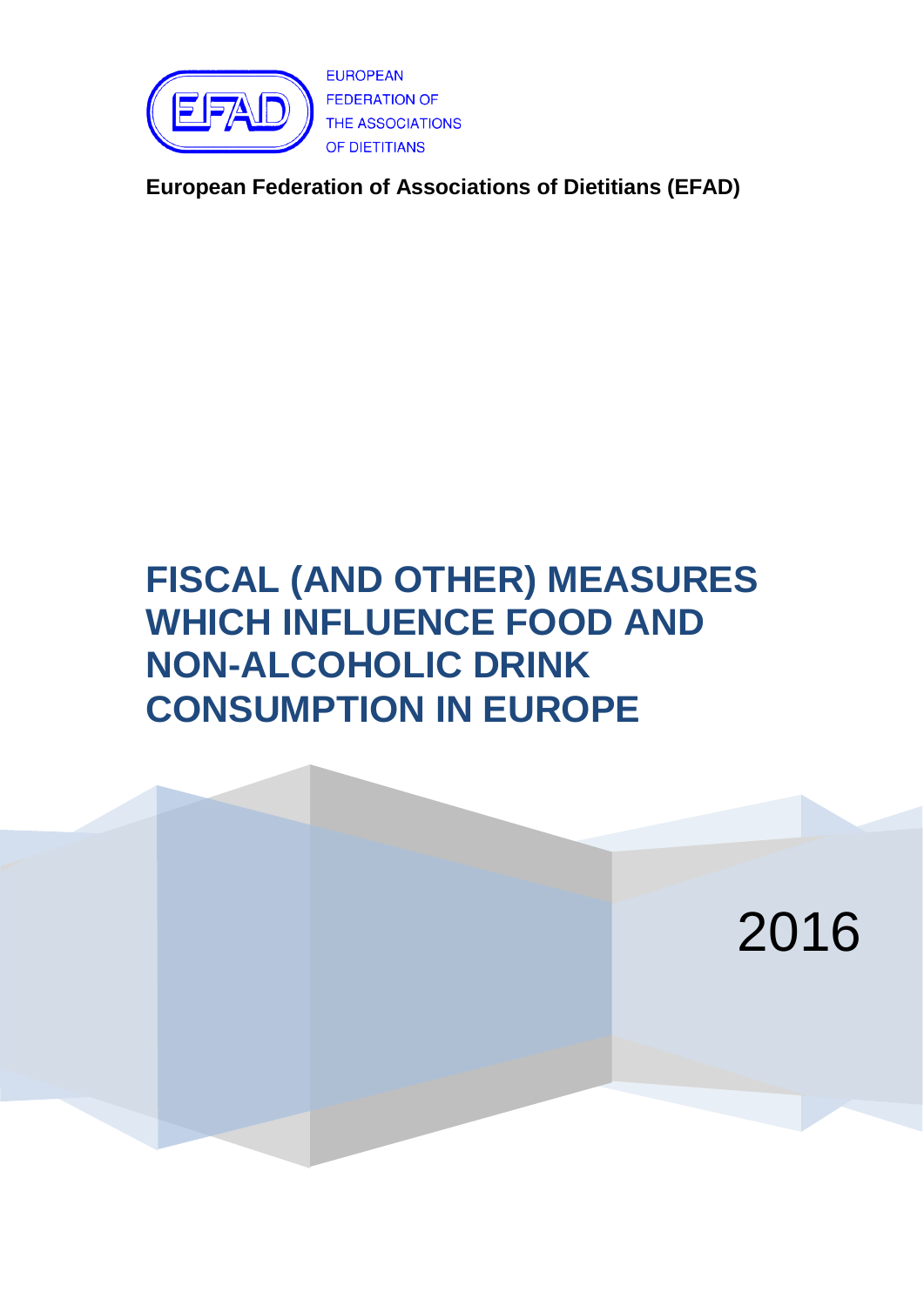EUROPEAN
FEDERATION OF
THE ASSOCIATIONS
OF DIETITIANS

**European Federation of Associations of Dietitians (EFAD)**

# FISCAL (AND OTHER) MEASURES WHICH INFLUENCE FOOD AND NON-ALCOHOLIC DRINK CONSUMPTION IN EUROPE

2016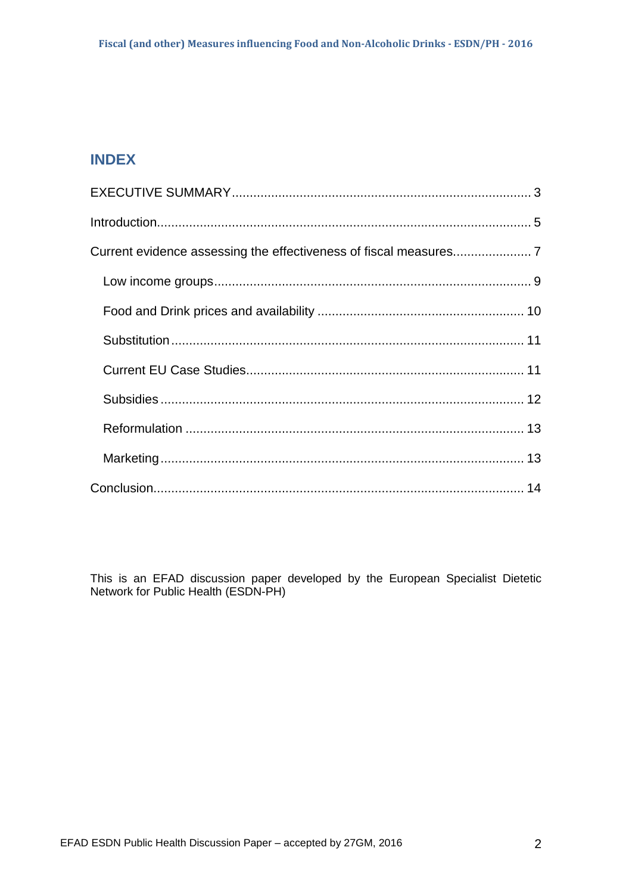## INDEX

EXECUTIVE SUMMARY .................................................................................. 3

Introduction ...................................................................................................... 5

Current evidence assessing the effectiveness of fiscal measures ..................... 7

- Low income groups ........................................................................................ 9
- Food and Drink prices and availability ......................................................... 10
- Substitution .................................................................................................. 11
- Current EU Case Studies ............................................................................. 11
- Subsidies ..................................................................................................... 12
- Reformulation .............................................................................................. 13
- Marketing ..................................................................................................... 13

Conclusion ...................................................................................................... 14

This is an EFAD discussion paper developed by the European Specialist Dietetic Network for Public Health (ESDN-PH)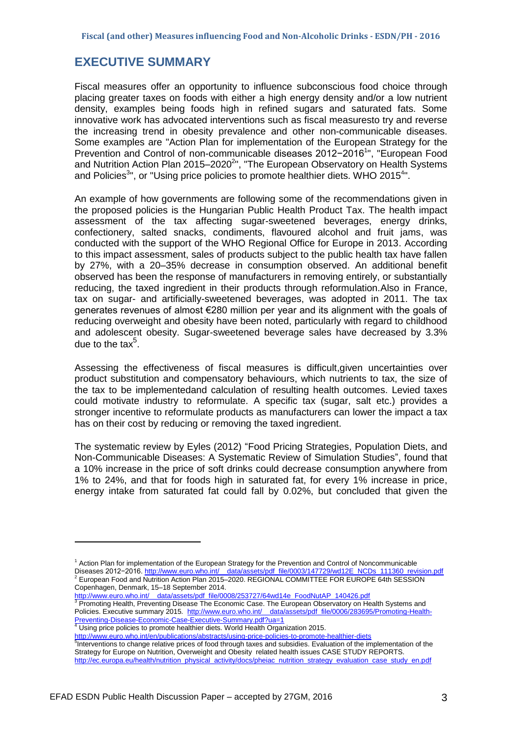## EXECUTIVE SUMMARY

Fiscal measures offer an opportunity to influence subconscious food choice through placing greater taxes on foods with either a high energy density and/or a low nutrient density, examples being foods high in refined sugars and saturated fats. Some innovative work has advocated interventions such as fiscal measuresto try and reverse the increasing trend in obesity prevalence and other non-communicable diseases. Some examples are "Action Plan for implementation of the European Strategy for the Prevention and Control of non-communicable diseases 2012−2016[1]", "European Food and Nutrition Action Plan 2015–2020[2]", "The European Observatory on Health Systems and Policies[3]", or "Using price policies to promote healthier diets. WHO 2015[4]".

An example of how governments are following some of the recommendations given in the proposed policies is the Hungarian Public Health Product Tax. The health impact assessment of the tax affecting sugar-sweetened beverages, energy drinks, confectionery, salted snacks, condiments, flavoured alcohol and fruit jams, was conducted with the support of the WHO Regional Office for Europe in 2013. According to this impact assessment, sales of products subject to the public health tax have fallen by 27%, with a 20–35% decrease in consumption observed. An additional benefit observed has been the response of manufacturers in removing entirely, or substantially reducing, the taxed ingredient in their products through reformulation.Also in France, tax on sugar- and artificially-sweetened beverages, was adopted in 2011. The tax generates revenues of almost €280 million per year and its alignment with the goals of reducing overweight and obesity have been noted, particularly with regard to childhood and adolescent obesity. Sugar-sweetened beverage sales have decreased by 3.3% due to the tax[5].

Assessing the effectiveness of fiscal measures is difficult,given uncertainties over product substitution and compensatory behaviours, which nutrients to tax, the size of the tax to be implementedand calculation of resulting health outcomes. Levied taxes could motivate industry to reformulate. A specific tax (sugar, salt etc.) provides a stronger incentive to reformulate products as manufacturers can lower the impact a tax has on their cost by reducing or removing the taxed ingredient.

The systematic review by Eyles (2012) "Food Pricing Strategies, Population Diets, and Non-Communicable Diseases: A Systematic Review of Simulation Studies", found that a 10% increase in the price of soft drinks could decrease consumption anywhere from 1% to 24%, and that for foods high in saturated fat, for every 1% increase in price, energy intake from saturated fat could fall by 0.02%, but concluded that given the

---

[1] Action Plan for implementation of the European Strategy for the Prevention and Control of Noncommunicable Diseases 2012−2016. http://www.euro.who.int/__data/assets/pdf_file/0003/147729/wd12E_NCDs_111360_revision.pdf

[2] European Food and Nutrition Action Plan 2015–2020. REGIONAL COMMITTEE FOR EUROPE 64th SESSION Copenhagen, Denmark, 15–18 September 2014. http://www.euro.who.int/__data/assets/pdf_file/0008/253727/64wd14e_FoodNutAP_140426.pdf

[3] Promoting Health, Preventing Disease The Economic Case. The European Observatory on Health Systems and Policies. Executive summary 2015. http://www.euro.who.int/__data/assets/pdf_file/0006/283695/Promoting-Health-Preventing-Disease-Economic-Case-Executive-Summary.pdf?ua=1

[4] Using price policies to promote healthier diets. World Health Organization 2015. http://www.euro.who.int/en/publications/abstracts/using-price-policies-to-promote-healthier-diets

[5] Interventions to change relative prices of food through taxes and subsidies. Evaluation of the implementation of the Strategy for Europe on Nutrition, Overweight and Obesity related health issues CASE STUDY REPORTS. http://ec.europa.eu/health/nutrition_physical_activity/docs/pheiac_nutrition_strategy_evaluation_case_study_en.pdf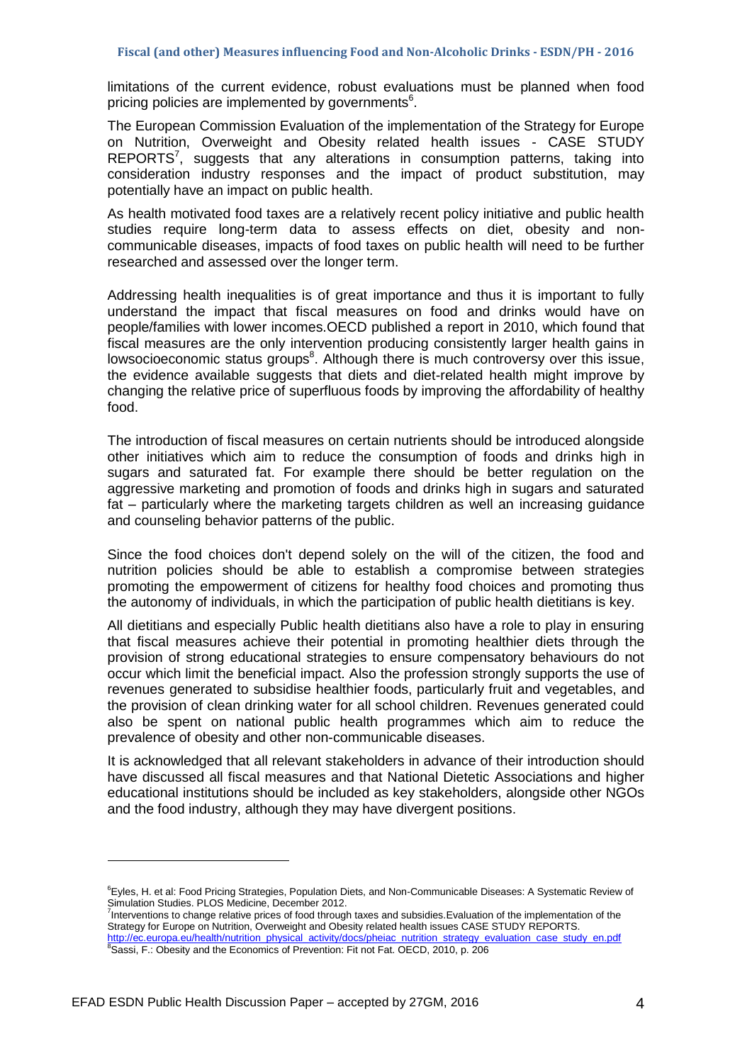limitations of the current evidence, robust evaluations must be planned when food pricing policies are implemented by governments[6].

The European Commission Evaluation of the implementation of the Strategy for Europe on Nutrition, Overweight and Obesity related health issues - CASE STUDY REPORTS[7], suggests that any alterations in consumption patterns, taking into consideration industry responses and the impact of product substitution, may potentially have an impact on public health.

As health motivated food taxes are a relatively recent policy initiative and public health studies require long-term data to assess effects on diet, obesity and non-communicable diseases, impacts of food taxes on public health will need to be further researched and assessed over the longer term.

Addressing health inequalities is of great importance and thus it is important to fully understand the impact that fiscal measures on food and drinks would have on people/families with lower incomes.OECD published a report in 2010, which found that fiscal measures are the only intervention producing consistently larger health gains in lowsocioeconomic status groups[8]. Although there is much controversy over this issue, the evidence available suggests that diets and diet-related health might improve by changing the relative price of superfluous foods by improving the affordability of healthy food.

The introduction of fiscal measures on certain nutrients should be introduced alongside other initiatives which aim to reduce the consumption of foods and drinks high in sugars and saturated fat. For example there should be better regulation on the aggressive marketing and promotion of foods and drinks high in sugars and saturated fat – particularly where the marketing targets children as well an increasing guidance and counseling behavior patterns of the public.

Since the food choices don't depend solely on the will of the citizen, the food and nutrition policies should be able to establish a compromise between strategies promoting the empowerment of citizens for healthy food choices and promoting thus the autonomy of individuals, in which the participation of public health dietitians is key.

All dietitians and especially Public health dietitians also have a role to play in ensuring that fiscal measures achieve their potential in promoting healthier diets through the provision of strong educational strategies to ensure compensatory behaviours do not occur which limit the beneficial impact. Also the profession strongly supports the use of revenues generated to subsidise healthier foods, particularly fruit and vegetables, and the provision of clean drinking water for all school children. Revenues generated could also be spent on national public health programmes which aim to reduce the prevalence of obesity and other non-communicable diseases.

It is acknowledged that all relevant stakeholders in advance of their introduction should have discussed all fiscal measures and that National Dietetic Associations and higher educational institutions should be included as key stakeholders, alongside other NGOs and the food industry, although they may have divergent positions.

---

[6] Eyles, H. et al: Food Pricing Strategies, Population Diets, and Non-Communicable Diseases: A Systematic Review of Simulation Studies. PLOS Medicine, December 2012.

[7] Interventions to change relative prices of food through taxes and subsidies.Evaluation of the implementation of the Strategy for Europe on Nutrition, Overweight and Obesity related health issues CASE STUDY REPORTS. http://ec.europa.eu/health/nutrition_physical_activity/docs/pheiac_nutrition_strategy_evaluation_case_study_en.pdf

[8] Sassi, F.: Obesity and the Economics of Prevention: Fit not Fat. OECD, 2010, p. 206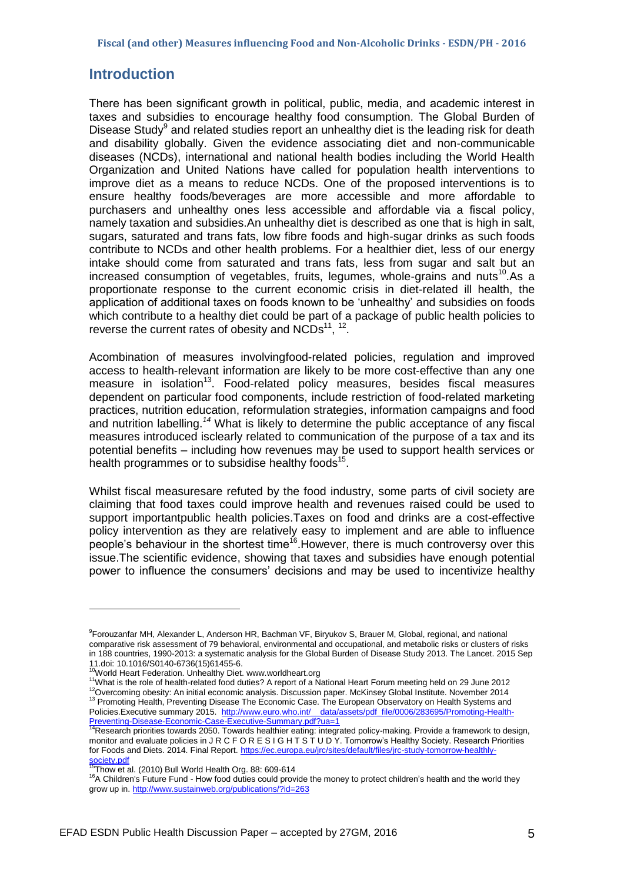## Introduction

There has been significant growth in political, public, media, and academic interest in taxes and subsidies to encourage healthy food consumption. The Global Burden of Disease Study[9] and related studies report an unhealthy diet is the leading risk for death and disability globally. Given the evidence associating diet and non-communicable diseases (NCDs), international and national health bodies including the World Health Organization and United Nations have called for population health interventions to improve diet as a means to reduce NCDs. One of the proposed interventions is to ensure healthy foods/beverages are more accessible and more affordable to purchasers and unhealthy ones less accessible and affordable via a fiscal policy, namely taxation and subsidies.An unhealthy diet is described as one that is high in salt, sugars, saturated and trans fats, low fibre foods and high-sugar drinks as such foods contribute to NCDs and other health problems. For a healthier diet, less of our energy intake should come from saturated and trans fats, less from sugar and salt but an increased consumption of vegetables, fruits, legumes, whole-grains and nuts[10].As a proportionate response to the current economic crisis in diet-related ill health, the application of additional taxes on foods known to be 'unhealthy' and subsidies on foods which contribute to a healthy diet could be part of a package of public health policies to reverse the current rates of obesity and NCDs[11], [12].

Acombination of measures involvingfood-related policies, regulation and improved access to health-relevant information are likely to be more cost-effective than any one measure in isolation[13]. Food-related policy measures, besides fiscal measures dependent on particular food components, include restriction of food-related marketing practices, nutrition education, reformulation strategies, information campaigns and food and nutrition labelling.[14] What is likely to determine the public acceptance of any fiscal measures introduced isclearly related to communication of the purpose of a tax and its potential benefits – including how revenues may be used to support health services or health programmes or to subsidise healthy foods[15].

Whilst fiscal measuresare refuted by the food industry, some parts of civil society are claiming that food taxes could improve health and revenues raised could be used to support importantpublic health policies.Taxes on food and drinks are a cost-effective policy intervention as they are relatively easy to implement and are able to influence people's behaviour in the shortest time[16].However, there is much controversy over this issue.The scientific evidence, showing that taxes and subsidies have enough potential power to influence the consumers' decisions and may be used to incentivize healthy

---

[9] Forouzanfar MH, Alexander L, Anderson HR, Bachman VF, Biryukov S, Brauer M, Global, regional, and national comparative risk assessment of 79 behavioral, environmental and occupational, and metabolic risks or clusters of risks in 188 countries, 1990-2013: a systematic analysis for the Global Burden of Disease Study 2013. The Lancet. 2015 Sep 11.doi: 10.1016/S0140-6736(15)61455-6.

[10] World Heart Federation. Unhealthy Diet. www.worldheart.org

[11] What is the role of health-related food duties? A report of a National Heart Forum meeting held on 29 June 2012

[12] Overcoming obesity: An initial economic analysis. Discussion paper. McKinsey Global Institute. November 2014

[13] Promoting Health, Preventing Disease The Economic Case. The European Observatory on Health Systems and Policies.Executive summary 2015. http://www.euro.who.int/__data/assets/pdf_file/0006/283695/Promoting-Health-Preventing-Disease-Economic-Case-Executive-Summary.pdf?ua=1

[14] Research priorities towards 2050. Towards healthier eating: integrated policy-making. Provide a framework to design, monitor and evaluate policies in J R C F O R E S I G H T S T U D Y. Tomorrow's Healthy Society. Research Priorities for Foods and Diets. 2014. Final Report. https://ec.europa.eu/jrc/sites/default/files/jrc-study-tomorrow-healthly-society.pdf

[15] Thow et al. (2010) Bull World Health Org. 88: 609-614

[16] A Children's Future Fund - How food duties could provide the money to protect children's health and the world they grow up in. http://www.sustainweb.org/publications/?id=263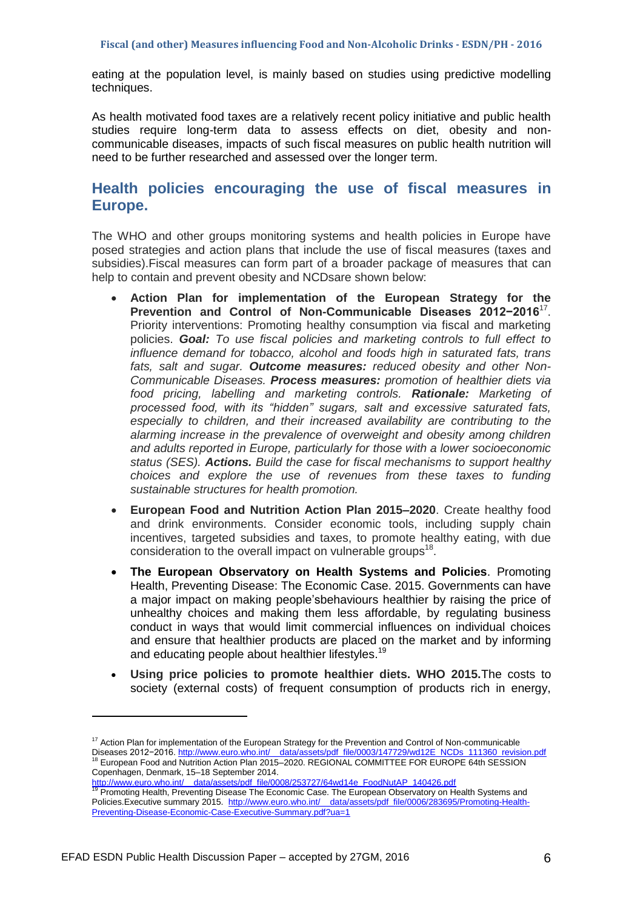eating at the population level, is mainly based on studies using predictive modelling techniques.

As health motivated food taxes are a relatively recent policy initiative and public health studies require long-term data to assess effects on diet, obesity and non-communicable diseases, impacts of such fiscal measures on public health nutrition will need to be further researched and assessed over the longer term.

## Health policies encouraging the use of fiscal measures in Europe.

The WHO and other groups monitoring systems and health policies in Europe have posed strategies and action plans that include the use of fiscal measures (taxes and subsidies).Fiscal measures can form part of a broader package of measures that can help to contain and prevent obesity and NCDsare shown below:

- **Action Plan for implementation of the European Strategy for the Prevention and Control of Non-Communicable Diseases 2012−2016**[17]. Priority interventions: Promoting healthy consumption via fiscal and marketing policies. ***Goal:*** *To use fiscal policies and marketing controls to full effect to influence demand for tobacco, alcohol and foods high in saturated fats, trans fats, salt and sugar.* ***Outcome measures:*** *reduced obesity and other Non-Communicable Diseases.* ***Process measures:*** *promotion of healthier diets via food pricing, labelling and marketing controls.* ***Rationale:*** *Marketing of processed food, with its "hidden" sugars, salt and excessive saturated fats, especially to children, and their increased availability are contributing to the alarming increase in the prevalence of overweight and obesity among children and adults reported in Europe, particularly for those with a lower socioeconomic status (SES).* ***Actions.*** *Build the case for fiscal mechanisms to support healthy choices and explore the use of revenues from these taxes to funding sustainable structures for health promotion.*
- **European Food and Nutrition Action Plan 2015–2020**. Create healthy food and drink environments. Consider economic tools, including supply chain incentives, targeted subsidies and taxes, to promote healthy eating, with due consideration to the overall impact on vulnerable groups[18].
- **The European Observatory on Health Systems and Policies**. Promoting Health, Preventing Disease: The Economic Case. 2015. Governments can have a major impact on making people'sbehaviours healthier by raising the price of unhealthy choices and making them less affordable, by regulating business conduct in ways that would limit commercial influences on individual choices and ensure that healthier products are placed on the market and by informing and educating people about healthier lifestyles.[19]
- **Using price policies to promote healthier diets. WHO 2015.**The costs to society (external costs) of frequent consumption of products rich in energy,

---

[17] Action Plan for implementation of the European Strategy for the Prevention and Control of Non-communicable Diseases 2012−2016. http://www.euro.who.int/__data/assets/pdf_file/0003/147729/wd12E_NCDs_111360_revision.pdf

[18] European Food and Nutrition Action Plan 2015–2020. REGIONAL COMMITTEE FOR EUROPE 64th SESSION Copenhagen, Denmark, 15–18 September 2014. http://www.euro.who.int/__data/assets/pdf_file/0008/253727/64wd14e_FoodNutAP_140426.pdf

[19] Promoting Health, Preventing Disease The Economic Case. The European Observatory on Health Systems and Policies.Executive summary 2015. http://www.euro.who.int/__data/assets/pdf_file/0006/283695/Promoting-Health-Preventing-Disease-Economic-Case-Executive-Summary.pdf?ua=1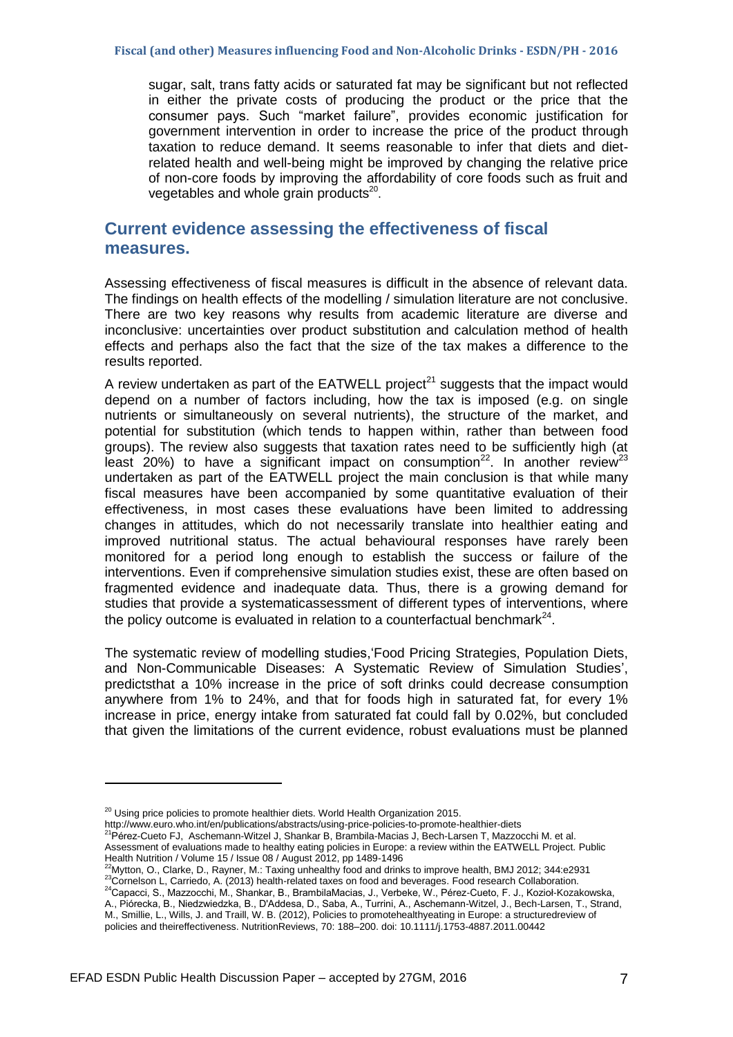sugar, salt, trans fatty acids or saturated fat may be significant but not reflected in either the private costs of producing the product or the price that the consumer pays. Such "market failure", provides economic justification for government intervention in order to increase the price of the product through taxation to reduce demand. It seems reasonable to infer that diets and diet-related health and well-being might be improved by changing the relative price of non-core foods by improving the affordability of core foods such as fruit and vegetables and whole grain products[20].

## Current evidence assessing the effectiveness of fiscal measures.

Assessing effectiveness of fiscal measures is difficult in the absence of relevant data. The findings on health effects of the modelling / simulation literature are not conclusive. There are two key reasons why results from academic literature are diverse and inconclusive: uncertainties over product substitution and calculation method of health effects and perhaps also the fact that the size of the tax makes a difference to the results reported.

A review undertaken as part of the EATWELL project[21] suggests that the impact would depend on a number of factors including, how the tax is imposed (e.g. on single nutrients or simultaneously on several nutrients), the structure of the market, and potential for substitution (which tends to happen within, rather than between food groups). The review also suggests that taxation rates need to be sufficiently high (at least 20%) to have a significant impact on consumption[22]. In another review[23] undertaken as part of the EATWELL project the main conclusion is that while many fiscal measures have been accompanied by some quantitative evaluation of their effectiveness, in most cases these evaluations have been limited to addressing changes in attitudes, which do not necessarily translate into healthier eating and improved nutritional status. The actual behavioural responses have rarely been monitored for a period long enough to establish the success or failure of the interventions. Even if comprehensive simulation studies exist, these are often based on fragmented evidence and inadequate data. Thus, there is a growing demand for studies that provide a systematicassessment of different types of interventions, where the policy outcome is evaluated in relation to a counterfactual benchmark[24].

The systematic review of modelling studies,'Food Pricing Strategies, Population Diets, and Non-Communicable Diseases: A Systematic Review of Simulation Studies', predictsthat a 10% increase in the price of soft drinks could decrease consumption anywhere from 1% to 24%, and that for foods high in saturated fat, for every 1% increase in price, energy intake from saturated fat could fall by 0.02%, but concluded that given the limitations of the current evidence, robust evaluations must be planned

---

[20] Using price policies to promote healthier diets. World Health Organization 2015. http://www.euro.who.int/en/publications/abstracts/using-price-policies-to-promote-healthier-diets

[21] Pérez-Cueto FJ, Aschemann-Witzel J, Shankar B, Brambila-Macias J, Bech-Larsen T, Mazzocchi M. et al. Assessment of evaluations made to healthy eating policies in Europe: a review within the EATWELL Project. Public Health Nutrition / Volume 15 / Issue 08 / August 2012, pp 1489-1496

[22] Mytton, O., Clarke, D., Rayner, M.: Taxing unhealthy food and drinks to improve health, BMJ 2012; 344:e2931

[23] Cornelson L, Carriedo, A. (2013) health-related taxes on food and beverages. Food research Collaboration.

[24] Capacci, S., Mazzocchi, M., Shankar, B., BrambilaMacias, J., Verbeke, W., Pérez-Cueto, F. J., Kozioł-Kozakowska, A., Piórecka, B., Niedzwiedzka, B., D'Addesa, D., Saba, A., Turrini, A., Aschemann-Witzel, J., Bech-Larsen, T., Strand, M., Smillie, L., Wills, J. and Traill, W. B. (2012), Policies to promotehealthyeating in Europe: a structuredreview of policies and theireffectiveness. NutritionReviews, 70: 188–200. doi: 10.1111/j.1753-4887.2011.00442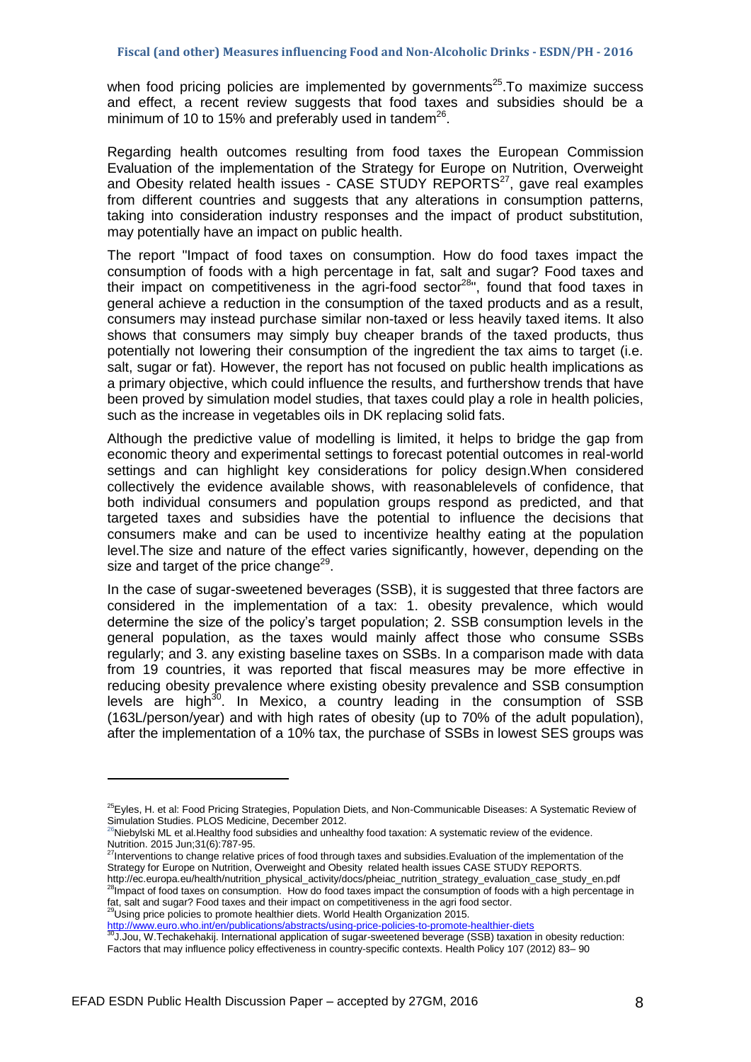when food pricing policies are implemented by governments[25].To maximize success and effect, a recent review suggests that food taxes and subsidies should be a minimum of 10 to 15% and preferably used in tandem[26].

Regarding health outcomes resulting from food taxes the European Commission Evaluation of the implementation of the Strategy for Europe on Nutrition, Overweight and Obesity related health issues - CASE STUDY REPORTS[27], gave real examples from different countries and suggests that any alterations in consumption patterns, taking into consideration industry responses and the impact of product substitution, may potentially have an impact on public health.

The report "Impact of food taxes on consumption. How do food taxes impact the consumption of foods with a high percentage in fat, salt and sugar? Food taxes and their impact on competitiveness in the agri-food sector[28]", found that food taxes in general achieve a reduction in the consumption of the taxed products and as a result, consumers may instead purchase similar non-taxed or less heavily taxed items. It also shows that consumers may simply buy cheaper brands of the taxed products, thus potentially not lowering their consumption of the ingredient the tax aims to target (i.e. salt, sugar or fat). However, the report has not focused on public health implications as a primary objective, which could influence the results, and furthershow trends that have been proved by simulation model studies, that taxes could play a role in health policies, such as the increase in vegetables oils in DK replacing solid fats.

Although the predictive value of modelling is limited, it helps to bridge the gap from economic theory and experimental settings to forecast potential outcomes in real-world settings and can highlight key considerations for policy design.When considered collectively the evidence available shows, with reasonablelevels of confidence, that both individual consumers and population groups respond as predicted, and that targeted taxes and subsidies have the potential to influence the decisions that consumers make and can be used to incentivize healthy eating at the population level.The size and nature of the effect varies significantly, however, depending on the size and target of the price change[29].

In the case of sugar-sweetened beverages (SSB), it is suggested that three factors are considered in the implementation of a tax: 1. obesity prevalence, which would determine the size of the policy's target population; 2. SSB consumption levels in the general population, as the taxes would mainly affect those who consume SSBs regularly; and 3. any existing baseline taxes on SSBs. In a comparison made with data from 19 countries, it was reported that fiscal measures may be more effective in reducing obesity prevalence where existing obesity prevalence and SSB consumption levels are high[30]. In Mexico, a country leading in the consumption of SSB (163L/person/year) and with high rates of obesity (up to 70% of the adult population), after the implementation of a 10% tax, the purchase of SSBs in lowest SES groups was

---

[25] Eyles, H. et al: Food Pricing Strategies, Population Diets, and Non-Communicable Diseases: A Systematic Review of Simulation Studies. PLOS Medicine, December 2012.

[26] Niebylski ML et al.Healthy food subsidies and unhealthy food taxation: A systematic review of the evidence. Nutrition. 2015 Jun;31(6):787-95.

[27] Interventions to change relative prices of food through taxes and subsidies.Evaluation of the implementation of the Strategy for Europe on Nutrition, Overweight and Obesity related health issues CASE STUDY REPORTS. http://ec.europa.eu/health/nutrition_physical_activity/docs/pheiac_nutrition_strategy_evaluation_case_study_en.pdf

[28] Impact of food taxes on consumption. How do food taxes impact the consumption of foods with a high percentage in fat, salt and sugar? Food taxes and their impact on competitiveness in the agri food sector.

[29] Using price policies to promote healthier diets. World Health Organization 2015. http://www.euro.who.int/en/publications/abstracts/using-price-policies-to-promote-healthier-diets

[30] J.Jou, W.Techakehakij. International application of sugar-sweetened beverage (SSB) taxation in obesity reduction: Factors that may influence policy effectiveness in country-specific contexts. Health Policy 107 (2012) 83– 90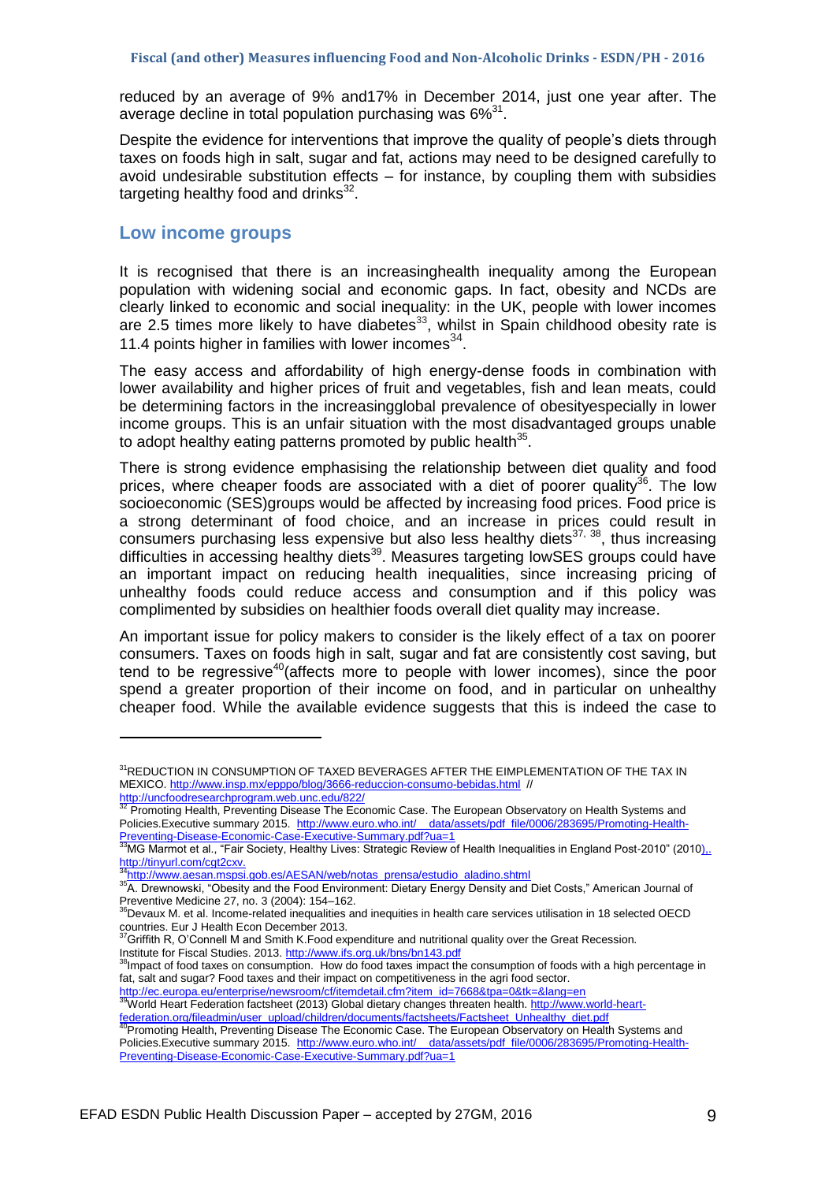reduced by an average of 9% and17% in December 2014, just one year after. The average decline in total population purchasing was 6%[31].

Despite the evidence for interventions that improve the quality of people's diets through taxes on foods high in salt, sugar and fat, actions may need to be designed carefully to avoid undesirable substitution effects – for instance, by coupling them with subsidies targeting healthy food and drinks[32].

## Low income groups

It is recognised that there is an increasinghealth inequality among the European population with widening social and economic gaps. In fact, obesity and NCDs are clearly linked to economic and social inequality: in the UK, people with lower incomes are 2.5 times more likely to have diabetes[33], whilst in Spain childhood obesity rate is 11.4 points higher in families with lower incomes[34].

The easy access and affordability of high energy-dense foods in combination with lower availability and higher prices of fruit and vegetables, fish and lean meats, could be determining factors in the increasingglobal prevalence of obesityespecially in lower income groups. This is an unfair situation with the most disadvantaged groups unable to adopt healthy eating patterns promoted by public health[35].

There is strong evidence emphasising the relationship between diet quality and food prices, where cheaper foods are associated with a diet of poorer quality[36]. The low socioeconomic (SES)groups would be affected by increasing food prices. Food price is a strong determinant of food choice, and an increase in prices could result in consumers purchasing less expensive but also less healthy diets[37, 38], thus increasing difficulties in accessing healthy diets[39]. Measures targeting lowSES groups could have an important impact on reducing health inequalities, since increasing pricing of unhealthy foods could reduce access and consumption and if this policy was complimented by subsidies on healthier foods overall diet quality may increase.

An important issue for policy makers to consider is the likely effect of a tax on poorer consumers. Taxes on foods high in salt, sugar and fat are consistently cost saving, but tend to be regressive[40](affects more to people with lower incomes), since the poor spend a greater proportion of their income on food, and in particular on unhealthy cheaper food. While the available evidence suggests that this is indeed the case to

---

[31] REDUCTION IN CONSUMPTION OF TAXED BEVERAGES AFTER THE EIMPLEMENTATION OF THE TAX IN MEXICO. http://www.insp.mx/epppo/blog/3666-reduccion-consumo-bebidas.html // http://uncfoodresearchprogram.web.unc.edu/822/

[32] Promoting Health, Preventing Disease The Economic Case. The European Observatory on Health Systems and Policies.Executive summary 2015. http://www.euro.who.int/__data/assets/pdf_file/0006/283695/Promoting-Health-Preventing-Disease-Economic-Case-Executive-Summary.pdf?ua=1

[33] MG Marmot et al., "Fair Society, Healthy Lives: Strategic Review of Health Inequalities in England Post-2010" (2010),. http://tinyurl.com/cgt2cxv.

[34] http://www.aesan.mspsi.gob.es/AESAN/web/notas_prensa/estudio_aladino.shtml

[35] A. Drewnowski, "Obesity and the Food Environment: Dietary Energy Density and Diet Costs," American Journal of Preventive Medicine 27, no. 3 (2004): 154–162.

[36] Devaux M. et al. Income-related inequalities and inequities in health care services utilisation in 18 selected OECD countries. Eur J Health Econ December 2013.

[37] Griffith R, O'Connell M and Smith K.Food expenditure and nutritional quality over the Great Recession. Institute for Fiscal Studies. 2013. http://www.ifs.org.uk/bns/bn143.pdf

[38] Impact of food taxes on consumption. How do food taxes impact the consumption of foods with a high percentage in fat, salt and sugar? Food taxes and their impact on competitiveness in the agri food sector. http://ec.europa.eu/enterprise/newsroom/cf/itemdetail.cfm?item_id=7668&tpa=0&tk=&lang=en

[39] World Heart Federation factsheet (2013) Global dietary changes threaten health. http://www.world-heart-federation.org/fileadmin/user_upload/children/documents/factsheets/Factsheet_Unhealthy_diet.pdf

[40] Promoting Health, Preventing Disease The Economic Case. The European Observatory on Health Systems and Policies.Executive summary 2015. http://www.euro.who.int/__data/assets/pdf_file/0006/283695/Promoting-Health-Preventing-Disease-Economic-Case-Executive-Summary.pdf?ua=1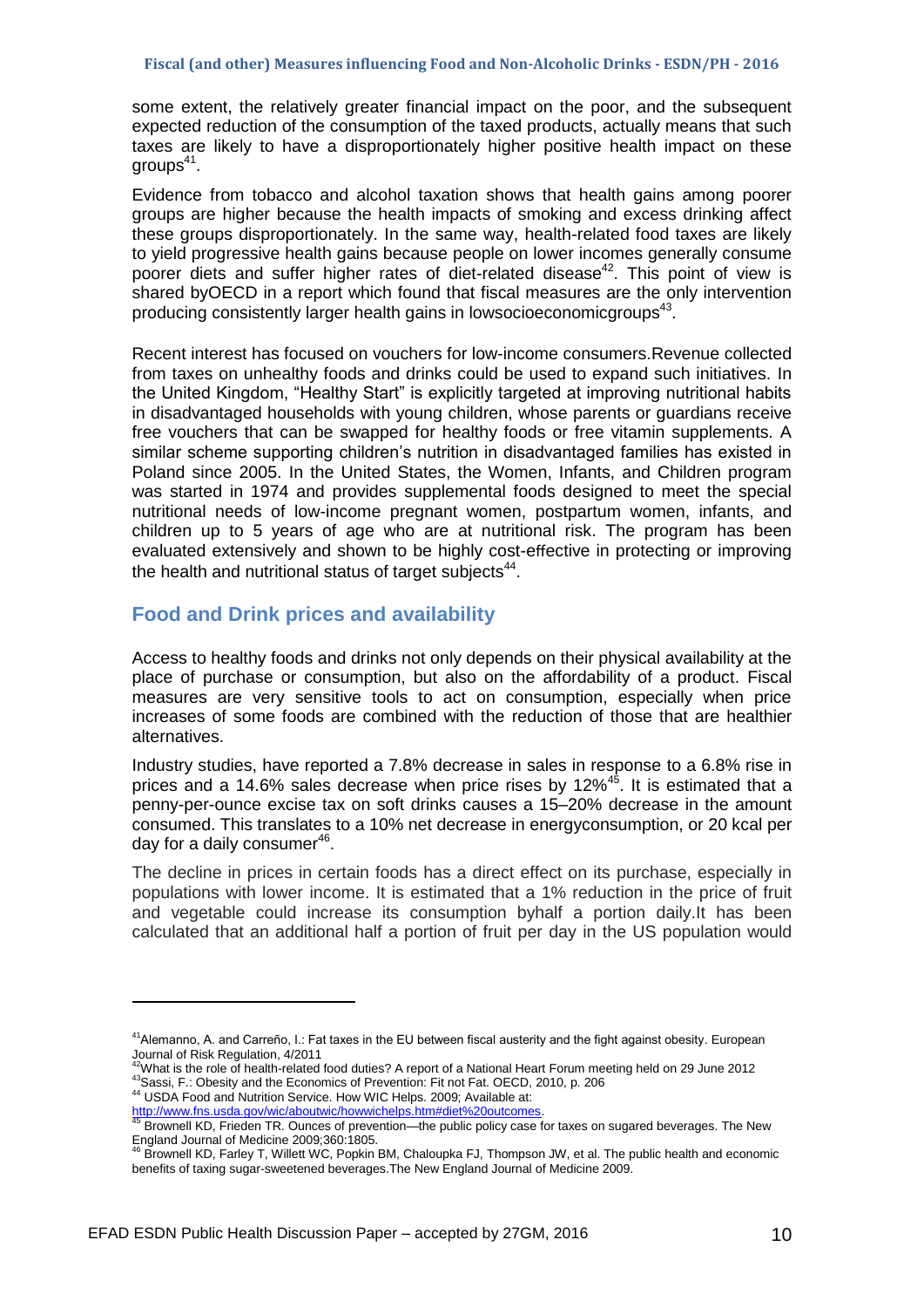some extent, the relatively greater financial impact on the poor, and the subsequent expected reduction of the consumption of the taxed products, actually means that such taxes are likely to have a disproportionately higher positive health impact on these groups[41].

Evidence from tobacco and alcohol taxation shows that health gains among poorer groups are higher because the health impacts of smoking and excess drinking affect these groups disproportionately. In the same way, health-related food taxes are likely to yield progressive health gains because people on lower incomes generally consume poorer diets and suffer higher rates of diet-related disease[42]. This point of view is shared byOECD in a report which found that fiscal measures are the only intervention producing consistently larger health gains in lowsocioeconomicgroups[43].

Recent interest has focused on vouchers for low-income consumers.Revenue collected from taxes on unhealthy foods and drinks could be used to expand such initiatives. In the United Kingdom, "Healthy Start" is explicitly targeted at improving nutritional habits in disadvantaged households with young children, whose parents or guardians receive free vouchers that can be swapped for healthy foods or free vitamin supplements. A similar scheme supporting children's nutrition in disadvantaged families has existed in Poland since 2005. In the United States, the Women, Infants, and Children program was started in 1974 and provides supplemental foods designed to meet the special nutritional needs of low-income pregnant women, postpartum women, infants, and children up to 5 years of age who are at nutritional risk. The program has been evaluated extensively and shown to be highly cost-effective in protecting or improving the health and nutritional status of target subjects[44].

## Food and Drink prices and availability

Access to healthy foods and drinks not only depends on their physical availability at the place of purchase or consumption, but also on the affordability of a product. Fiscal measures are very sensitive tools to act on consumption, especially when price increases of some foods are combined with the reduction of those that are healthier alternatives.

Industry studies, have reported a 7.8% decrease in sales in response to a 6.8% rise in prices and a 14.6% sales decrease when price rises by 12%[45]. It is estimated that a penny-per-ounce excise tax on soft drinks causes a 15–20% decrease in the amount consumed. This translates to a 10% net decrease in energyconsumption, or 20 kcal per day for a daily consumer[46].

The decline in prices in certain foods has a direct effect on its purchase, especially in populations with lower income. It is estimated that a 1% reduction in the price of fruit and vegetable could increase its consumption byhalf a portion daily.It has been calculated that an additional half a portion of fruit per day in the US population would

---

[41] Alemanno, A. and Carreño, I.: Fat taxes in the EU between fiscal austerity and the fight against obesity. European Journal of Risk Regulation, 4/2011

[42] What is the role of health-related food duties? A report of a National Heart Forum meeting held on 29 June 2012

[43] Sassi, F.: Obesity and the Economics of Prevention: Fit not Fat. OECD, 2010, p. 206

[44] USDA Food and Nutrition Service. How WIC Helps. 2009; Available at: http://www.fns.usda.gov/wic/aboutwic/howwichelps.htm#diet%20outcomes.

[45] Brownell KD, Frieden TR. Ounces of prevention—the public policy case for taxes on sugared beverages. The New England Journal of Medicine 2009;360:1805.

[46] Brownell KD, Farley T, Willett WC, Popkin BM, Chaloupka FJ, Thompson JW, et al. The public health and economic benefits of taxing sugar-sweetened beverages.The New England Journal of Medicine 2009.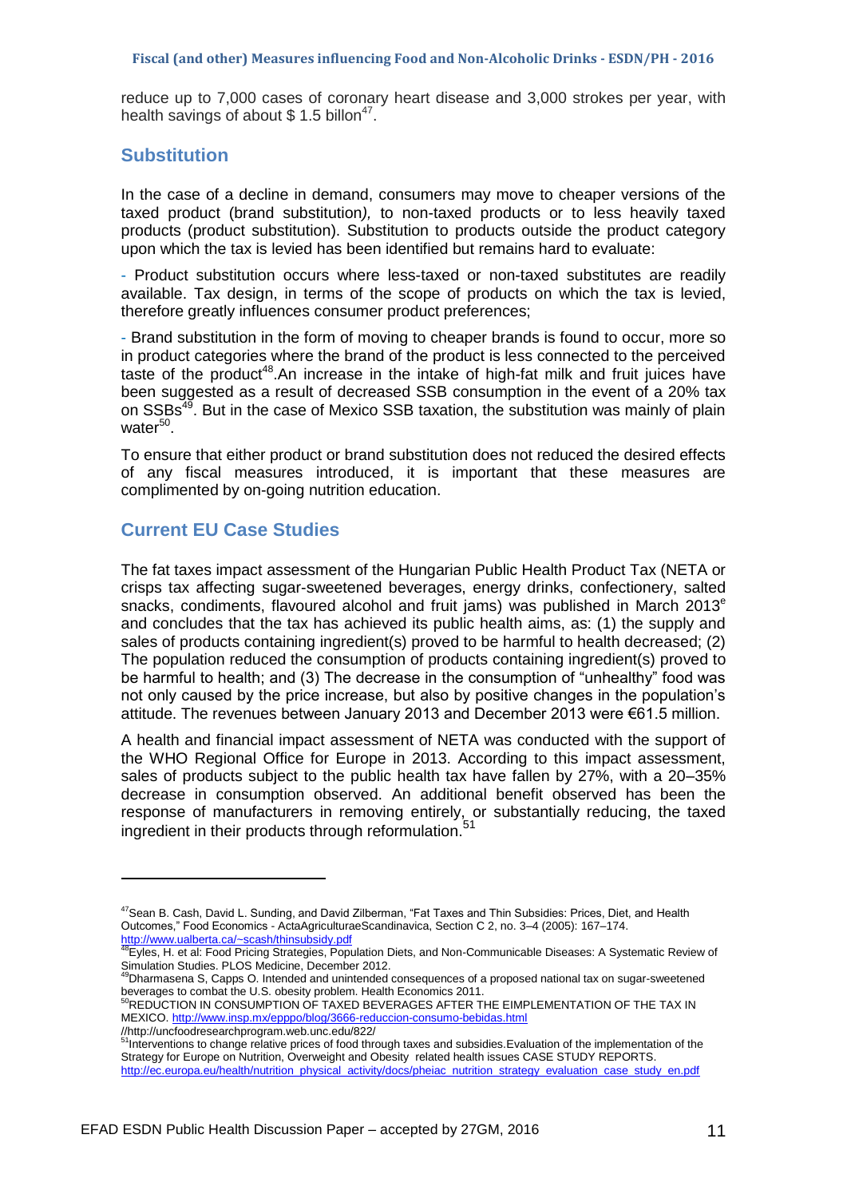reduce up to 7,000 cases of coronary heart disease and 3,000 strokes per year, with health savings of about $ 1.5 billon[47].

## Substitution

In the case of a decline in demand, consumers may move to cheaper versions of the taxed product (brand substitution*),* to non-taxed products or to less heavily taxed products (product substitution). Substitution to products outside the product category upon which the tax is levied has been identified but remains hard to evaluate:

- Product substitution occurs where less-taxed or non-taxed substitutes are readily available. Tax design, in terms of the scope of products on which the tax is levied, therefore greatly influences consumer product preferences;

- Brand substitution in the form of moving to cheaper brands is found to occur, more so in product categories where the brand of the product is less connected to the perceived taste of the product[48].An increase in the intake of high-fat milk and fruit juices have been suggested as a result of decreased SSB consumption in the event of a 20% tax on SSBs[49]. But in the case of Mexico SSB taxation, the substitution was mainly of plain water[50].

To ensure that either product or brand substitution does not reduced the desired effects of any fiscal measures introduced, it is important that these measures are complimented by on-going nutrition education.

## Current EU Case Studies

The fat taxes impact assessment of the Hungarian Public Health Product Tax (NETA or crisps tax affecting sugar-sweetened beverages, energy drinks, confectionery, salted snacks, condiments, flavoured alcohol and fruit jams) was published in March 2013[e] and concludes that the tax has achieved its public health aims, as: (1) the supply and sales of products containing ingredient(s) proved to be harmful to health decreased; (2) The population reduced the consumption of products containing ingredient(s) proved to be harmful to health; and (3) The decrease in the consumption of "unhealthy" food was not only caused by the price increase, but also by positive changes in the population's attitude. The revenues between January 2013 and December 2013 were €61.5 million.

A health and financial impact assessment of NETA was conducted with the support of the WHO Regional Office for Europe in 2013. According to this impact assessment, sales of products subject to the public health tax have fallen by 27%, with a 20–35% decrease in consumption observed. An additional benefit observed has been the response of manufacturers in removing entirely, or substantially reducing, the taxed ingredient in their products through reformulation.[51]

---

[47] Sean B. Cash, David L. Sunding, and David Zilberman, "Fat Taxes and Thin Subsidies: Prices, Diet, and Health Outcomes," Food Economics - ActaAgriculturaeScandinavica, Section C 2, no. 3–4 (2005): 167–174. http://www.ualberta.ca/~scash/thinsubsidy.pdf

[48] Eyles, H. et al: Food Pricing Strategies, Population Diets, and Non-Communicable Diseases: A Systematic Review of Simulation Studies. PLOS Medicine, December 2012.

[49] Dharmasena S, Capps O. Intended and unintended consequences of a proposed national tax on sugar-sweetened beverages to combat the U.S. obesity problem. Health Economics 2011.

[50] REDUCTION IN CONSUMPTION OF TAXED BEVERAGES AFTER THE EIMPLEMENTATION OF THE TAX IN MEXICO. http://www.insp.mx/epppo/blog/3666-reduccion-consumo-bebidas.html //http://uncfoodresearchprogram.web.unc.edu/822/

[51] Interventions to change relative prices of food through taxes and subsidies.Evaluation of the implementation of the Strategy for Europe on Nutrition, Overweight and Obesity related health issues CASE STUDY REPORTS. http://ec.europa.eu/health/nutrition_physical_activity/docs/pheiac_nutrition_strategy_evaluation_case_study_en.pdf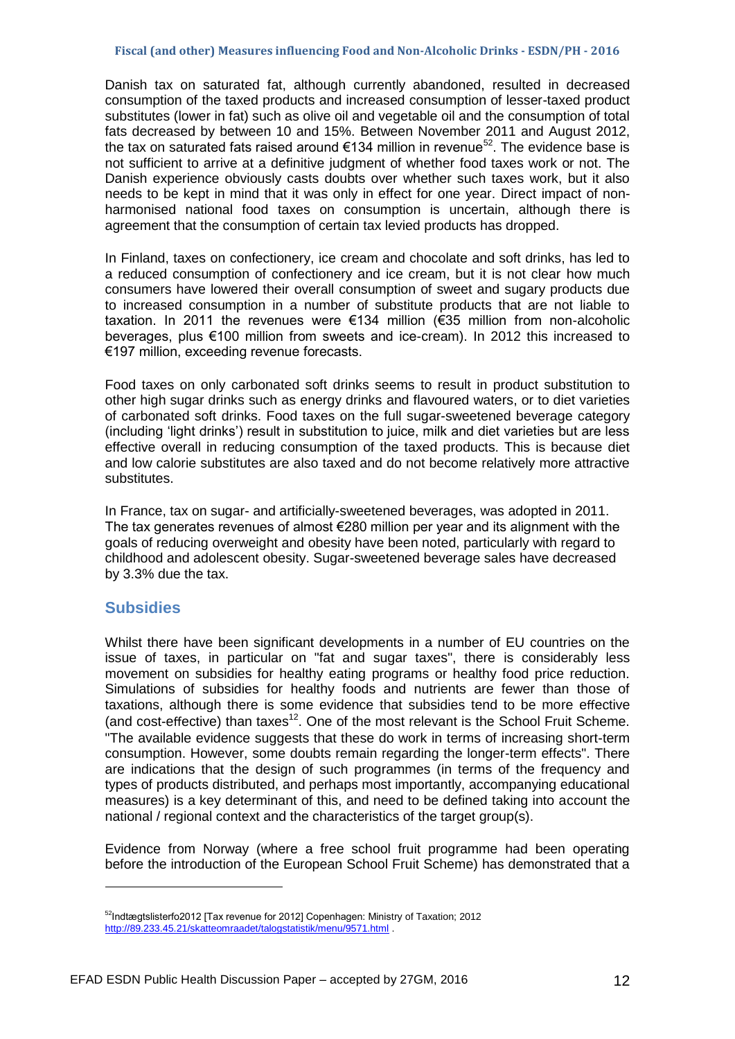Danish tax on saturated fat, although currently abandoned, resulted in decreased consumption of the taxed products and increased consumption of lesser-taxed product substitutes (lower in fat) such as olive oil and vegetable oil and the consumption of total fats decreased by between 10 and 15%. Between November 2011 and August 2012, the tax on saturated fats raised around €134 million in revenue[52]. The evidence base is not sufficient to arrive at a definitive judgment of whether food taxes work or not. The Danish experience obviously casts doubts over whether such taxes work, but it also needs to be kept in mind that it was only in effect for one year. Direct impact of non-harmonised national food taxes on consumption is uncertain, although there is agreement that the consumption of certain tax levied products has dropped.

In Finland, taxes on confectionery, ice cream and chocolate and soft drinks, has led to a reduced consumption of confectionery and ice cream, but it is not clear how much consumers have lowered their overall consumption of sweet and sugary products due to increased consumption in a number of substitute products that are not liable to taxation. In 2011 the revenues were €134 million (€35 million from non-alcoholic beverages, plus €100 million from sweets and ice-cream). In 2012 this increased to €197 million, exceeding revenue forecasts.

Food taxes on only carbonated soft drinks seems to result in product substitution to other high sugar drinks such as energy drinks and flavoured waters, or to diet varieties of carbonated soft drinks. Food taxes on the full sugar-sweetened beverage category (including 'light drinks') result in substitution to juice, milk and diet varieties but are less effective overall in reducing consumption of the taxed products. This is because diet and low calorie substitutes are also taxed and do not become relatively more attractive substitutes.

In France, tax on sugar- and artificially-sweetened beverages, was adopted in 2011. The tax generates revenues of almost €280 million per year and its alignment with the goals of reducing overweight and obesity have been noted, particularly with regard to childhood and adolescent obesity. Sugar-sweetened beverage sales have decreased by 3.3% due the tax.

## Subsidies

Whilst there have been significant developments in a number of EU countries on the issue of taxes, in particular on "fat and sugar taxes", there is considerably less movement on subsidies for healthy eating programs or healthy food price reduction. Simulations of subsidies for healthy foods and nutrients are fewer than those of taxations, although there is some evidence that subsidies tend to be more effective (and cost-effective) than taxes[12]. One of the most relevant is the School Fruit Scheme. "The available evidence suggests that these do work in terms of increasing short-term consumption. However, some doubts remain regarding the longer-term effects". There are indications that the design of such programmes (in terms of the frequency and types of products distributed, and perhaps most importantly, accompanying educational measures) is a key determinant of this, and need to be defined taking into account the national / regional context and the characteristics of the target group(s).

Evidence from Norway (where a free school fruit programme had been operating before the introduction of the European School Fruit Scheme) has demonstrated that a

---

[52] Indtægtslisterfo2012 [Tax revenue for 2012] Copenhagen: Ministry of Taxation; 2012 http://89.233.45.21/skatteomraadet/talogstatistik/menu/9571.html .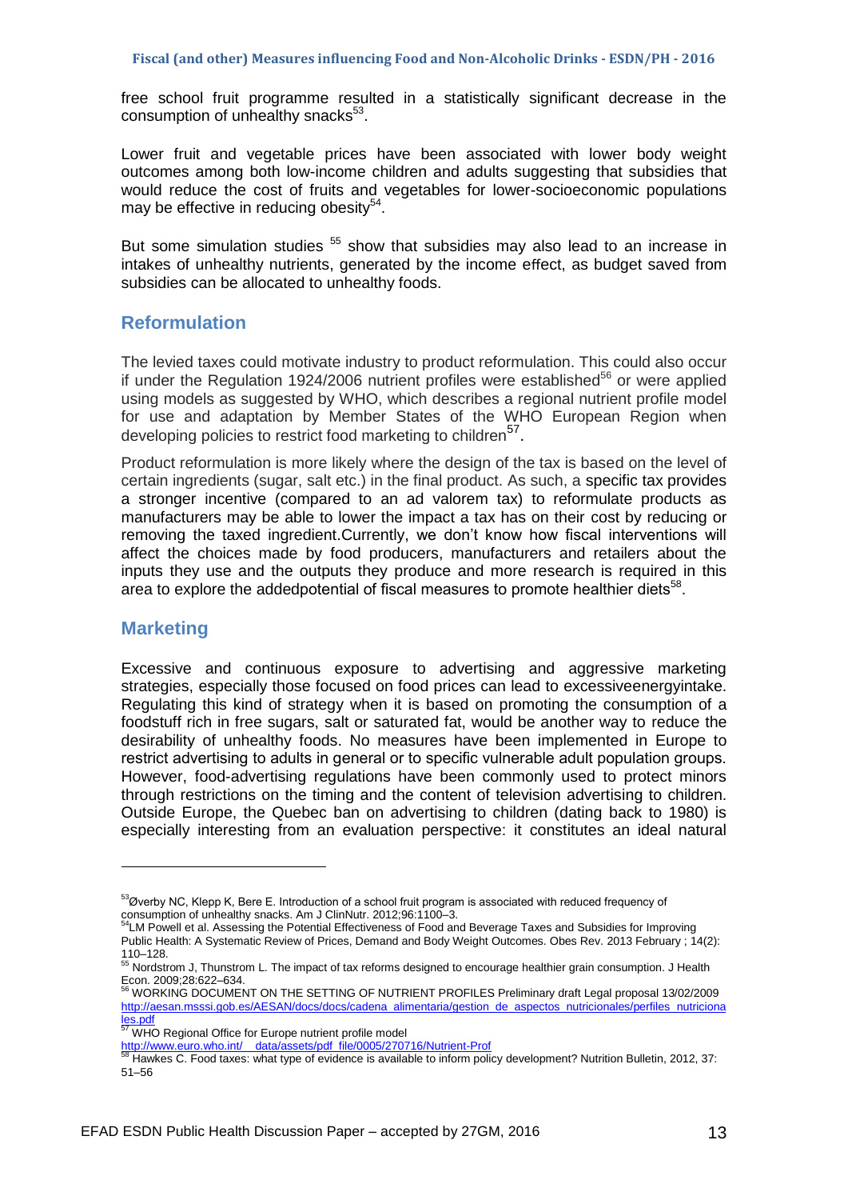free school fruit programme resulted in a statistically significant decrease in the consumption of unhealthy snacks[53].

Lower fruit and vegetable prices have been associated with lower body weight outcomes among both low-income children and adults suggesting that subsidies that would reduce the cost of fruits and vegetables for lower-socioeconomic populations may be effective in reducing obesity[54].

But some simulation studies [55] show that subsidies may also lead to an increase in intakes of unhealthy nutrients, generated by the income effect, as budget saved from subsidies can be allocated to unhealthy foods.

## Reformulation

The levied taxes could motivate industry to product reformulation. This could also occur if under the Regulation 1924/2006 nutrient profiles were established[56] or were applied using models as suggested by WHO, which describes a regional nutrient profile model for use and adaptation by Member States of the WHO European Region when developing policies to restrict food marketing to children[57].

Product reformulation is more likely where the design of the tax is based on the level of certain ingredients (sugar, salt etc.) in the final product. As such, a specific tax provides a stronger incentive (compared to an ad valorem tax) to reformulate products as manufacturers may be able to lower the impact a tax has on their cost by reducing or removing the taxed ingredient.Currently, we don't know how fiscal interventions will affect the choices made by food producers, manufacturers and retailers about the inputs they use and the outputs they produce and more research is required in this area to explore the addedpotential of fiscal measures to promote healthier diets[58].

## Marketing

Excessive and continuous exposure to advertising and aggressive marketing strategies, especially those focused on food prices can lead to excessiveenergyintake. Regulating this kind of strategy when it is based on promoting the consumption of a foodstuff rich in free sugars, salt or saturated fat, would be another way to reduce the desirability of unhealthy foods. No measures have been implemented in Europe to restrict advertising to adults in general or to specific vulnerable adult population groups. However, food-advertising regulations have been commonly used to protect minors through restrictions on the timing and the content of television advertising to children. Outside Europe, the Quebec ban on advertising to children (dating back to 1980) is especially interesting from an evaluation perspective: it constitutes an ideal natural

---

[53] Øverby NC, Klepp K, Bere E. Introduction of a school fruit program is associated with reduced frequency of consumption of unhealthy snacks. Am J ClinNutr. 2012;96:1100–3.

[54] LM Powell et al. Assessing the Potential Effectiveness of Food and Beverage Taxes and Subsidies for Improving Public Health: A Systematic Review of Prices, Demand and Body Weight Outcomes. Obes Rev. 2013 February ; 14(2): 110–128.

[55] Nordstrom J, Thunstrom L. The impact of tax reforms designed to encourage healthier grain consumption. J Health Econ. 2009;28:622–634.

[56] WORKING DOCUMENT ON THE SETTING OF NUTRIENT PROFILES Preliminary draft Legal proposal 13/02/2009 http://aesan.msssi.gob.es/AESAN/docs/docs/cadena_alimentaria/gestion_de_aspectos_nutricionales/perfiles_nutricionales.pdf

[57] WHO Regional Office for Europe nutrient profile model http://www.euro.who.int/__data/assets/pdf_file/0005/270716/Nutrient-Prof

[58] Hawkes C. Food taxes: what type of evidence is available to inform policy development? Nutrition Bulletin, 2012, 37: 51–56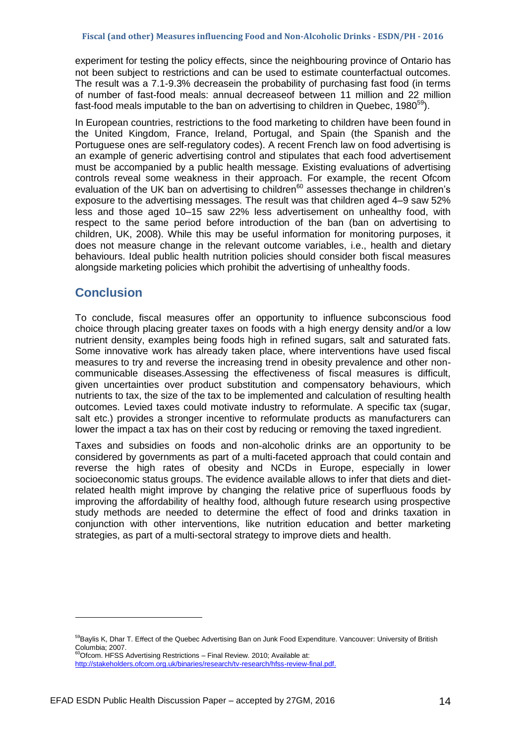experiment for testing the policy effects, since the neighbouring province of Ontario has not been subject to restrictions and can be used to estimate counterfactual outcomes. The result was a 7.1-9.3% decreasein the probability of purchasing fast food (in terms of number of fast-food meals: annual decreaseof between 11 million and 22 million fast-food meals imputable to the ban on advertising to children in Quebec, 1980[59]).

In European countries, restrictions to the food marketing to children have been found in the United Kingdom, France, Ireland, Portugal, and Spain (the Spanish and the Portuguese ones are self-regulatory codes). A recent French law on food advertising is an example of generic advertising control and stipulates that each food advertisement must be accompanied by a public health message. Existing evaluations of advertising controls reveal some weakness in their approach. For example, the recent Ofcom evaluation of the UK ban on advertising to children[60] assesses thechange in children's exposure to the advertising messages. The result was that children aged 4–9 saw 52% less and those aged 10–15 saw 22% less advertisement on unhealthy food, with respect to the same period before introduction of the ban (ban on advertising to children, UK, 2008). While this may be useful information for monitoring purposes, it does not measure change in the relevant outcome variables, i.e., health and dietary behaviours. Ideal public health nutrition policies should consider both fiscal measures alongside marketing policies which prohibit the advertising of unhealthy foods.

## Conclusion

To conclude, fiscal measures offer an opportunity to influence subconscious food choice through placing greater taxes on foods with a high energy density and/or a low nutrient density, examples being foods high in refined sugars, salt and saturated fats. Some innovative work has already taken place, where interventions have used fiscal measures to try and reverse the increasing trend in obesity prevalence and other non-communicable diseases.Assessing the effectiveness of fiscal measures is difficult, given uncertainties over product substitution and compensatory behaviours, which nutrients to tax, the size of the tax to be implemented and calculation of resulting health outcomes. Levied taxes could motivate industry to reformulate. A specific tax (sugar, salt etc.) provides a stronger incentive to reformulate products as manufacturers can lower the impact a tax has on their cost by reducing or removing the taxed ingredient.

Taxes and subsidies on foods and non-alcoholic drinks are an opportunity to be considered by governments as part of a multi-faceted approach that could contain and reverse the high rates of obesity and NCDs in Europe, especially in lower socioeconomic status groups. The evidence available allows to infer that diets and diet-related health might improve by changing the relative price of superfluous foods by improving the affordability of healthy food, although future research using prospective study methods are needed to determine the effect of food and drinks taxation in conjunction with other interventions, like nutrition education and better marketing strategies, as part of a multi-sectoral strategy to improve diets and health.

---

[59]Baylis K, Dhar T. Effect of the Quebec Advertising Ban on Junk Food Expenditure. Vancouver: University of British Columbia; 2007.

[60]Ofcom. HFSS Advertising Restrictions – Final Review. 2010; Available at: http://stakeholders.ofcom.org.uk/binaries/research/tv-research/hfss-review-final.pdf.